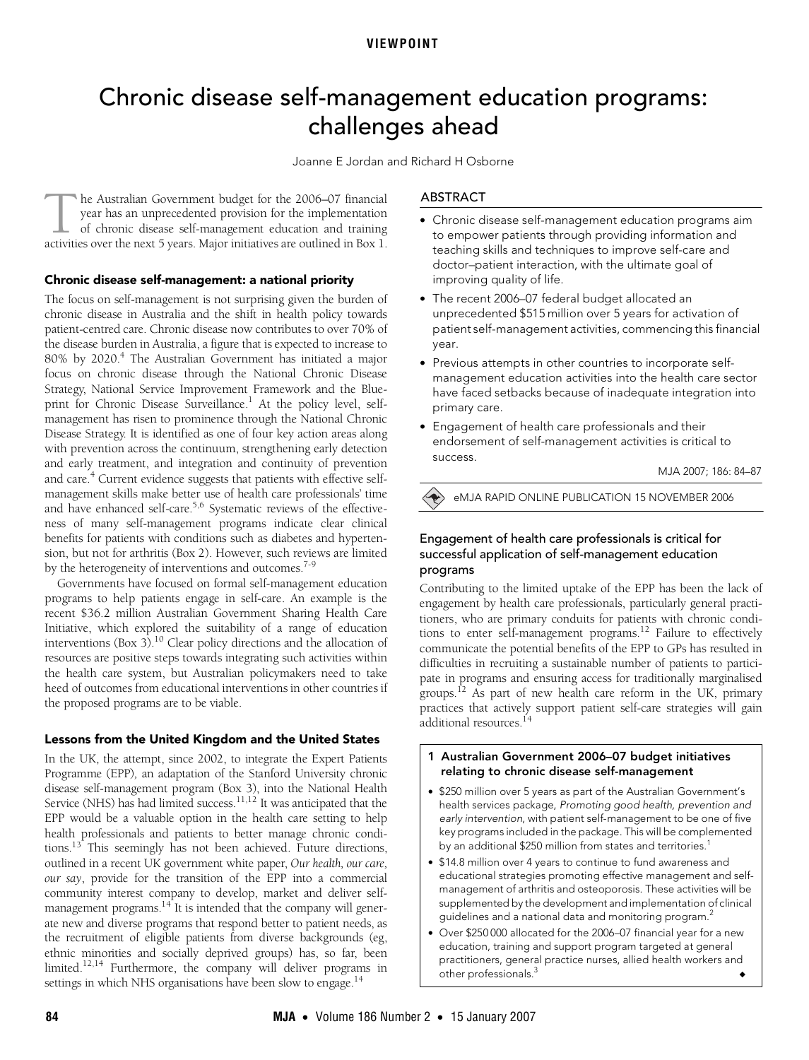VIEWPOINT

# Chronic disease self-management education programs: challenges ahead

Joanne E Jordan and Richard H Osborne

## ABSTRACT

- Chronic disease self-management education programs aim to empower patients through providing information and teaching skills and techniques to improve self-care and doctor–patient interaction, with the ultimate goal of improving quality of life.
- The recent 2006–07 federal budget allocated an unprecedented $515 million over 5 years for activation of patient self-management activities, commencing this financial year.
- Previous attempts in other countries to incorporate self-management education activities into the health care sector have faced setbacks because of inadequate integration into primary care.
- Engagement of health care professionals and their endorsement of self-management activities is critical to success.

MJA 2007; 186: 84–87

eMJA RAPID ONLINE PUBLICATION 15 NOVEMBER 2006

The Australian Government budget for the 2006–07 financial year has an unprecedented provision for the implementation of chronic disease self-management education and training activities over the next 5 years. Major initiatives are outlined in Box 1.

### Chronic disease self-management: a national priority

The focus on self-management is not surprising given the burden of chronic disease in Australia and the shift in health policy towards patient-centred care. Chronic disease now contributes to over 70% of the disease burden in Australia, a figure that is expected to increase to 80% by 2020.[4] The Australian Government has initiated a major focus on chronic disease through the National Chronic Disease Strategy, National Service Improvement Framework and the Blueprint for Chronic Disease Surveillance.[1] At the policy level, self-management has risen to prominence through the National Chronic Disease Strategy. It is identified as one of four key action areas along with prevention across the continuum, strengthening early detection and early treatment, and integration and continuity of prevention and care.[4] Current evidence suggests that patients with effective self-management skills make better use of health care professionals' time and have enhanced self-care.[5,6] Systematic reviews of the effectiveness of many self-management programs indicate clear clinical benefits for patients with conditions such as diabetes and hypertension, but not for arthritis (Box 2). However, such reviews are limited by the heterogeneity of interventions and outcomes.[7-9]

Governments have focused on formal self-management education programs to help patients engage in self-care. An example is the recent $36.2 million Australian Government Sharing Health Care Initiative, which explored the suitability of a range of education interventions (Box 3).[10] Clear policy directions and the allocation of resources are positive steps towards integrating such activities within the health care system, but Australian policymakers need to take heed of outcomes from educational interventions in other countries if the proposed programs are to be viable.

### Lessons from the United Kingdom and the United States

In the UK, the attempt, since 2002, to integrate the Expert Patients Programme (EPP), an adaptation of the Stanford University chronic disease self-management program (Box 3), into the National Health Service (NHS) has had limited success.[11,12] It was anticipated that the EPP would be a valuable option in the health care setting to help health professionals and patients to better manage chronic conditions.[13] This seemingly has not been achieved. Future directions, outlined in a recent UK government white paper, *Our health, our care, our say*, provide for the transition of the EPP into a commercial community interest company to develop, market and deliver self-management programs.[14] It is intended that the company will generate new and diverse programs that respond better to patient needs, as the recruitment of eligible patients from diverse backgrounds (eg, ethnic minorities and socially deprived groups) has, so far, been limited.[12,14] Furthermore, the company will deliver programs in settings in which NHS organisations have been slow to engage.[14]

#### Engagement of health care professionals is critical for successful application of self-management education programs

Contributing to the limited uptake of the EPP has been the lack of engagement by health care professionals, particularly general practitioners, who are primary conduits for patients with chronic conditions to enter self-management programs.[12] Failure to effectively communicate the potential benefits of the EPP to GPs has resulted in difficulties in recruiting a sustainable number of patients to participate in programs and ensuring access for traditionally marginalised groups.[12] As part of new health care reform in the UK, primary practices that actively support patient self-care strategies will gain additional resources.[14]

**1 Australian Government 2006–07 budget initiatives relating to chronic disease self-management**

- $250 million over 5 years as part of the Australian Government's health services package, *Promoting good health, prevention and early intervention*, with patient self-management to be one of five key programs included in the package. This will be complemented by an additional $250 million from states and territories.[1]
- $14.8 million over 4 years to continue to fund awareness and educational strategies promoting effective management and self-management of arthritis and osteoporosis. These activities will be supplemented by the development and implementation of clinical guidelines and a national data and monitoring program.[2]
- Over $250 000 allocated for the 2006–07 financial year for a new education, training and support program targeted at general practitioners, general practice nurses, allied health workers and other professionals.[3] ◆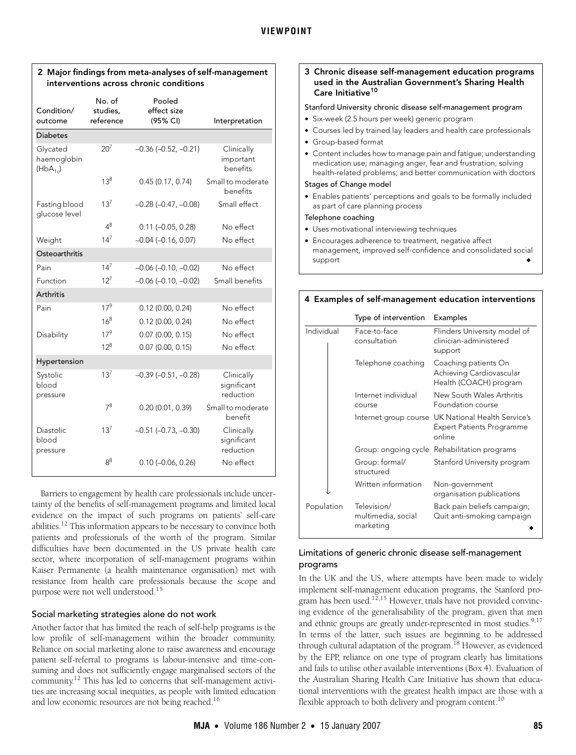**2 Major findings from meta-analyses of self-management interventions across chronic conditions**

| Condition/ outcome | No. of studies, reference | Pooled effect size (95% CI) | Interpretation |
|---|---|---|---|
| **Diabetes** | | | |
| Glycated haemoglobin ($HbA_{1c}$) | 20[7] | –0.36 (–0.52, –0.21) | Clinically important benefits |
| | 13[8] | 0.45 (0.17, 0.74) | Small to moderate benefits |
| Fasting blood glucose level | 13[7] | –0.28 (–0.47, –0.08) | Small effect |
| | 4[8] | 0.11 (–0.05, 0.28) | No effect |
| Weight | 14[7] | –0.04 (–0.16, 0.07) | No effect |
| **Osteoarthritis** | | | |
| Pain | 14[7] | –0.06 (–0.10, –0.02) | No effect |
| Function | 12[7] | –0.06 (–0.10, –0.02) | Small benefits |
| **Arthritis** | | | |
| Pain | 17[9] | 0.12 (0.00, 0.24) | No effect |
| | 16[8] | 0.12 (0.00, 0.24) | No effect |
| Disability | 17[9] | 0.07 (0.00, 0.15) | No effect |
| | 12[8] | 0.07 (0.00, 0.15) | No effect |
| **Hypertension** | | | |
| Systolic blood pressure | 13[7] | –0.39 (–0.51, –0.28) | Clinically significant reduction |
| | 7[8] | 0.20 (0.01, 0.39) | Small to moderate benefit |
| Diastolic blood pressure | 13[7] | –0.51 (–0.73, –0.30) | Clinically significant reduction |
| | 8[8] | 0.10 (–0.06, 0.26) | No effect |

Barriers to engagement by health care professionals include uncertainty of the benefits of self-management programs and limited local evidence on the impact of such programs on patients' self-care abilities.[12] This information appears to be necessary to convince both patients and professionals of the worth of the program. Similar difficulties have been documented in the US private health care sector, where incorporation of self-management programs within Kaiser Permanente (a health maintenance organisation) met with resistance from health care professionals because the scope and purpose were not well understood.[15]

### Social marketing strategies alone do not work

Another factor that has limited the reach of self-help programs is the low profile of self-management within the broader community. Reliance on social marketing alone to raise awareness and encourage patient self-referral to programs is labour-intensive and time-consuming and does not sufficiently engage marginalised sectors of the community.[12] This has led to concerns that self-management activities are increasing social inequities, as people with limited education and low economic resources are not being reached.[16]

**3 Chronic disease self-management education programs used in the Australian Government's Sharing Health Care Initiative[10]**

Stanford University chronic disease self-management program

- Six-week (2.5 hours per week) generic program
- Courses led by trained lay leaders and health care professionals
- Group-based format
- Content includes how to manage pain and fatigue; understanding medication use; managing anger, fear and frustration; solving health-related problems; and better communication with doctors

Stages of Change model

- Enables patients' perceptions and goals to be formally included as part of care planning process

Telephone coaching

- Uses motivational interviewing techniques
- Encourages adherence to treatment, negative affect management, improved self-confidence and consolidated social support

**4 Examples of self-management education interventions**

| | Type of intervention | Examples |
|---|---|---|
| Individual | Face-to-face consultation | Flinders University model of clinician-administered support |
| | Telephone coaching | Coaching patients On Achieving Cardiovascular Health (COACH) program |
| | Internet individual course | New South Wales Arthritis Foundation course |
| | Internet group course | UK National Health Service's Expert Patients Programme online |
| | Group: ongoing cycle | Rehabilitation programs |
| | Group: formal/ structured | Stanford University program |
| | Written information | Non-government organisation publications |
| Population | Television/ multimedia, social marketing | Back pain beliefs campaign; Quit anti-smoking campaign |

### Limitations of generic chronic disease self-management programs

In the UK and the US, where attempts have been made to widely implement self-management education programs, the Stanford program has been used.[12,15] However, trials have not provided convincing evidence of the generalisability of the program, given that men and ethnic groups are greatly under-represented in most studies.[9,17] In terms of the latter, such issues are beginning to be addressed through cultural adaptation of the program.[18] However, as evidenced by the EPP, reliance on one type of program clearly has limitations and fails to utilise other available interventions (Box 4). Evaluation of the Australian Sharing Health Care Initiative has shown that educational interventions with the greatest health impact are those with a flexible approach to both delivery and program content.[10]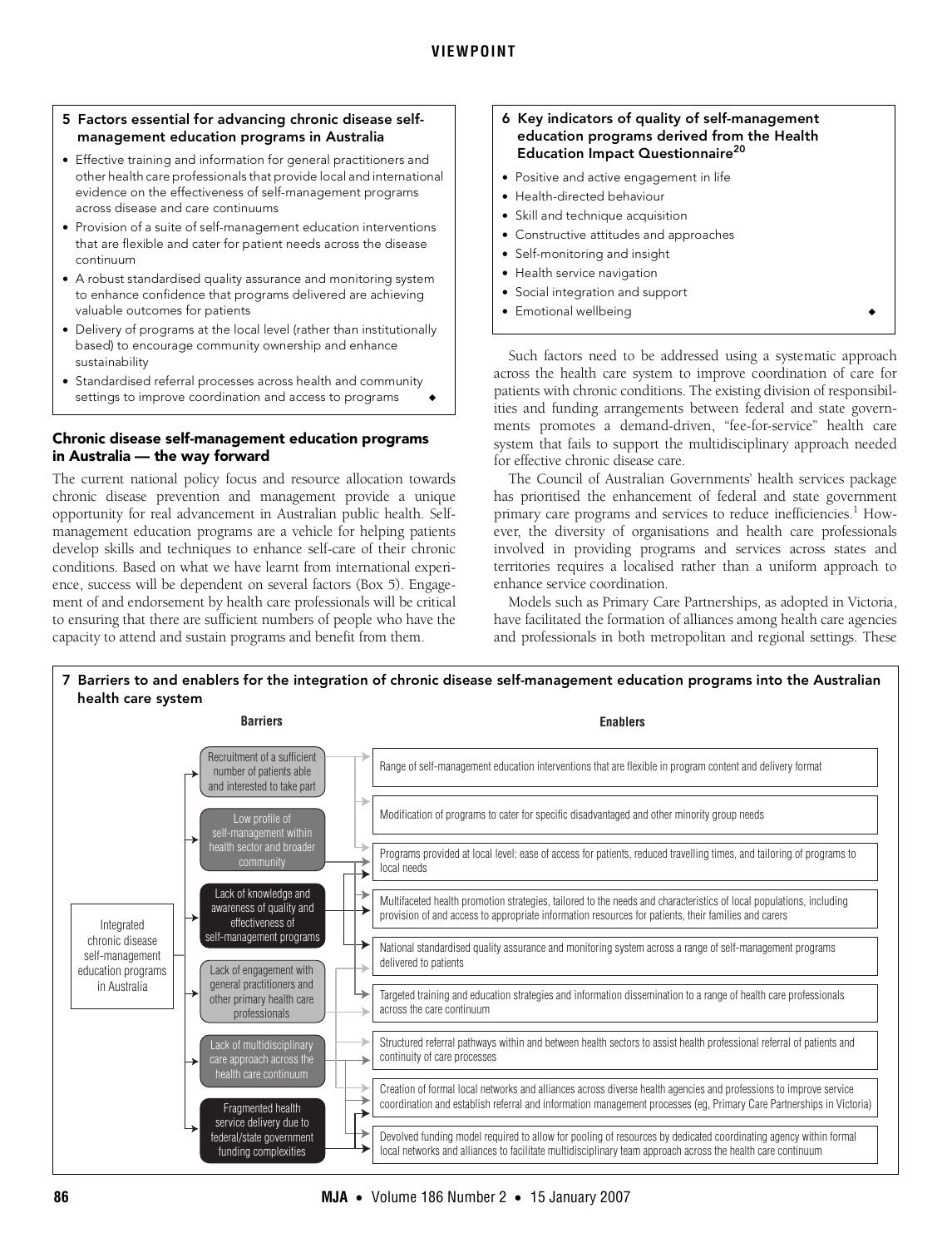### 5 Factors essential for advancing chronic disease self-management education programs in Australia

- Effective training and information for general practitioners and other health care professionals that provide local and international evidence on the effectiveness of self-management programs across disease and care continuums
- Provision of a suite of self-management education interventions that are flexible and cater for patient needs across the disease continuum
- A robust standardised quality assurance and monitoring system to enhance confidence that programs delivered are achieving valuable outcomes for patients
- Delivery of programs at the local level (rather than institutionally based) to encourage community ownership and enhance sustainability
- Standardised referral processes across health and community settings to improve coordination and access to programs ◆

## Chronic disease self-management education programs in Australia — the way forward

The current national policy focus and resource allocation towards chronic disease prevention and management provide a unique opportunity for real advancement in Australian public health. Self-management education programs are a vehicle for helping patients develop skills and techniques to enhance self-care of their chronic conditions. Based on what we have learnt from international experience, success will be dependent on several factors (Box 5). Engagement of and endorsement by health care professionals will be critical to ensuring that there are sufficient numbers of people who have the capacity to attend and sustain programs and benefit from them.

### 6 Key indicators of quality of self-management education programs derived from the Health Education Impact Questionnaire[20]

- Positive and active engagement in life
- Health-directed behaviour
- Skill and technique acquisition
- Constructive attitudes and approaches
- Self-monitoring and insight
- Health service navigation
- Social integration and support
- Emotional wellbeing ◆

Such factors need to be addressed using a systematic approach across the health care system to improve coordination of care for patients with chronic conditions. The existing division of responsibilities and funding arrangements between federal and state governments promotes a demand-driven, "fee-for-service" health care system that fails to support the multidisciplinary approach needed for effective chronic disease care.

The Council of Australian Governments' health services package has prioritised the enhancement of federal and state government primary care programs and services to reduce inefficiencies.[1] However, the diversity of organisations and health care professionals involved in providing programs and services across states and territories requires a localised rather than a uniform approach to enhance service coordination.

Models such as Primary Care Partnerships, as adopted in Victoria, have facilitated the formation of alliances among health care agencies and professionals in both metropolitan and regional settings. These

### 7 Barriers to and enablers for the integration of chronic disease self-management education programs into the Australian health care system

Integrated chronic disease self-management education programs in Australia

**Barriers**

- Recruitment of a sufficient number of patients able and interested to take part
- Low profile of self-management within health sector and broader community
- Lack of knowledge and awareness of quality and effectiveness of self-management programs
- Lack of engagement with general practitioners and other primary health care professionals
- Lack of multidisciplinary care approach across the health care continuum
- Fragmented health service delivery due to federal/state government funding complexities

**Enablers**

- Range of self-management education interventions that are flexible in program content and delivery format
- Modification of programs to cater for specific disadvantaged and other minority group needs
- Programs provided at local level: ease of access for patients, reduced travelling times, and tailoring of programs to local needs
- Multifaceted health promotion strategies, tailored to the needs and characteristics of local populations, including provision of and access to appropriate information resources for patients, their families and carers
- National standardised quality assurance and monitoring system across a range of self-management programs delivered to patients
- Targeted training and education strategies and information dissemination to a range of health care professionals across the care continuum
- Structured referral pathways within and between health sectors to assist health professional referral of patients and continuity of care processes
- Creation of formal local networks and alliances across diverse health agencies and professions to improve service coordination and establish referral and information management processes (eg, Primary Care Partnerships in Victoria)
- Devolved funding model required to allow for pooling of resources by dedicated coordinating agency within formal local networks and alliances to facilitate multidisciplinary team approach across the health care continuum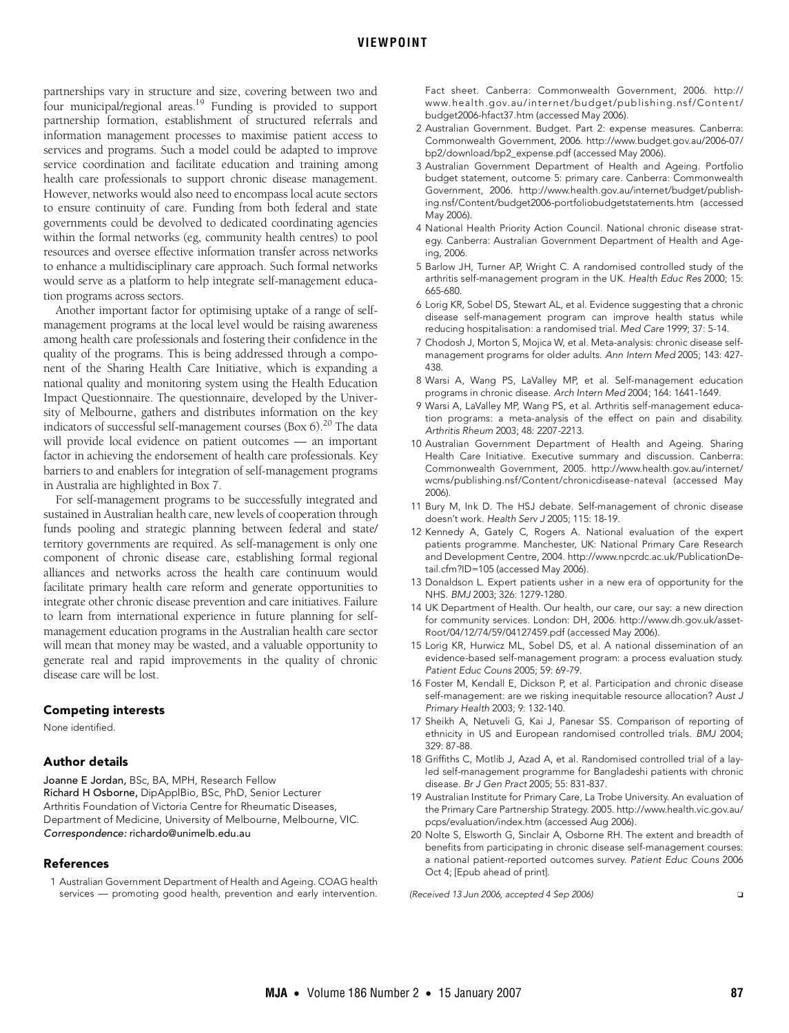partnerships vary in structure and size, covering between two and four municipal/regional areas.[19] Funding is provided to support partnership formation, establishment of structured referrals and information management processes to maximise patient access to services and programs. Such a model could be adapted to improve service coordination and facilitate education and training among health care professionals to support chronic disease management. However, networks would also need to encompass local acute sectors to ensure continuity of care. Funding from both federal and state governments could be devolved to dedicated coordinating agencies within the formal networks (eg, community health centres) to pool resources and oversee effective information transfer across networks to enhance a multidisciplinary care approach. Such formal networks would serve as a platform to help integrate self-management education programs across sectors.

Another important factor for optimising uptake of a range of self-management programs at the local level would be raising awareness among health care professionals and fostering their confidence in the quality of the programs. This is being addressed through a component of the Sharing Health Care Initiative, which is expanding a national quality and monitoring system using the Health Education Impact Questionnaire. The questionnaire, developed by the University of Melbourne, gathers and distributes information on the key indicators of successful self-management courses (Box 6).[20] The data will provide local evidence on patient outcomes — an important factor in achieving the endorsement of health care professionals. Key barriers to and enablers for integration of self-management programs in Australia are highlighted in Box 7.

For self-management programs to be successfully integrated and sustained in Australian health care, new levels of cooperation through funds pooling and strategic planning between federal and state/territory governments are required. As self-management is only one component of chronic disease care, establishing formal regional alliances and networks across the health care continuum would facilitate primary health care reform and generate opportunities to integrate other chronic disease prevention and care initiatives. Failure to learn from international experience in future planning for self-management education programs in the Australian health care sector will mean that money may be wasted, and a valuable opportunity to generate real and rapid improvements in the quality of chronic disease care will be lost.

### Competing interests

None identified.

### Author details

**Joanne E Jordan,** BSc, BA, MPH, Research Fellow
**Richard H Osborne,** DipApplBio, BSc, PhD, Senior Lecturer
Arthritis Foundation of Victoria Centre for Rheumatic Diseases, Department of Medicine, University of Melbourne, Melbourne, VIC.
*Correspondence:* richardo@unimelb.edu.au

### References

1 Australian Government Department of Health and Ageing. COAG health services — promoting good health, prevention and early intervention. Fact sheet. Canberra: Commonwealth Government, 2006. http://www.health.gov.au/internet/budget/publishing.nsf/Content/budget2006-hfact37.htm (accessed May 2006).

2 Australian Government. Budget. Part 2: expense measures. Canberra: Commonwealth Government, 2006. http://www.budget.gov.au/2006-07/bp2/download/bp2_expense.pdf (accessed May 2006).

3 Australian Government Department of Health and Ageing. Portfolio budget statement, outcome 5: primary care. Canberra: Commonwealth Government, 2006. http://www.health.gov.au/internet/budget/publishing.nsf/Content/budget2006-portfoliobudgetstatements.htm (accessed May 2006).

4 National Health Priority Action Council. National chronic disease strategy. Canberra: Australian Government Department of Health and Ageing, 2006.

5 Barlow JH, Turner AP, Wright C. A randomised controlled study of the arthritis self-management program in the UK. *Health Educ Res* 2000; 15: 665-680.

6 Lorig KR, Sobel DS, Stewart AL, et al. Evidence suggesting that a chronic disease self-management program can improve health status while reducing hospitalisation: a randomised trial. *Med Care* 1999; 37: 5-14.

7 Chodosh J, Morton S, Mojica W, et al. Meta-analysis: chronic disease self-management programs for older adults. *Ann Intern Med* 2005; 143: 427-438.

8 Warsi A, Wang PS, LaValley MP, et al. Self-management education programs in chronic disease. *Arch Intern Med* 2004; 164: 1641-1649.

9 Warsi A, LaValley MP, Wang PS, et al. Arthritis self-management education programs: a meta-analysis of the effect on pain and disability. *Arthritis Rheum* 2003; 48: 2207-2213.

10 Australian Government Department of Health and Ageing. Sharing Health Care Initiative. Executive summary and discussion. Canberra: Commonwealth Government, 2005. http://www.health.gov.au/internet/wcms/publishing.nsf/Content/chronicdisease-nateval (accessed May 2006).

11 Bury M, Ink D. The HSJ debate. Self-management of chronic disease doesn't work. *Health Serv J* 2005; 115: 18-19.

12 Kennedy A, Gately C, Rogers A. National evaluation of the expert patients programme. Manchester, UK: National Primary Care Research and Development Centre, 2004. http://www.npcrdc.ac.uk/PublicationDetail.cfm?ID=105 (accessed May 2006).

13 Donaldson L. Expert patients usher in a new era of opportunity for the NHS. *BMJ* 2003; 326: 1279-1280.

14 UK Department of Health. Our health, our care, our say: a new direction for community services. London: DH, 2006. http://www.dh.gov.uk/assetRoot/04/12/74/59/04127459.pdf (accessed May 2006).

15 Lorig KR, Hurwicz ML, Sobel DS, et al. A national dissemination of an evidence-based self-management program: a process evaluation study. *Patient Educ Couns* 2005; 59: 69-79.

16 Foster M, Kendall E, Dickson P, et al. Participation and chronic disease self-management: are we risking inequitable resource allocation? *Aust J Primary Health* 2003; 9: 132-140.

17 Sheikh A, Netuveli G, Kai J, Panesar SS. Comparison of reporting of ethnicity in US and European randomised controlled trials. *BMJ* 2004; 329: 87-88.

18 Griffiths C, Motlib J, Azad A, et al. Randomised controlled trial of a lay-led self-management programme for Bangladeshi patients with chronic disease. *Br J Gen Pract* 2005; 55: 831-837.

19 Australian Institute for Primary Care, La Trobe University. An evaluation of the Primary Care Partnership Strategy. 2005. http://www.health.vic.gov.au/pcps/evaluation/index.htm (accessed Aug 2006).

20 Nolte S, Elsworth G, Sinclair A, Osborne RH. The extent and breadth of benefits from participating in chronic disease self-management courses: a national patient-reported outcomes survey. *Patient Educ Couns* 2006 Oct 4; [Epub ahead of print].

*(Received 13 Jun 2006, accepted 4 Sep 2006)*